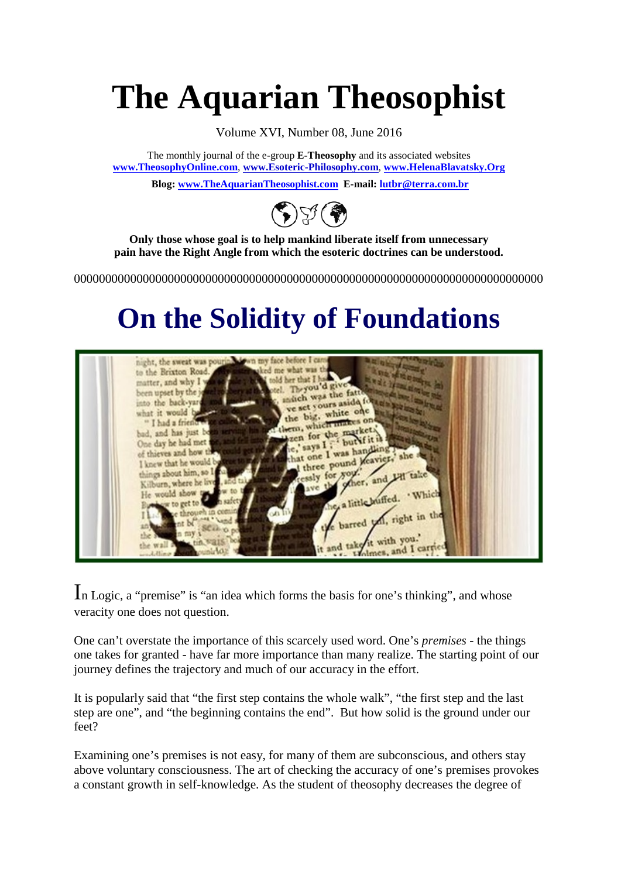# The Aquarian Theosophist

Volume XVI, Number 08, June 2016

The monthly journal of the e-group **E-Theosophy** and its associated websites **www.TheosophyOnline.com**, **www.Esoteric-Philosophy.com**, **www.HelenaBlavatsky.Org**

**Blog: www.TheAquarianTheosophist.com E-mail: lutbr@terra.com.br**

**Only those whose goal is to help mankind liberate itself from unnecessary pain have the Right Angle from which the esoteric doctrines can be understood.**

000000000000000000000000000000000000000000000000000000000000000000000000

## On the Solidity of Foundations

In Logic, a "premise" is "an idea which forms the basis for one's thinking", and whose veracity one does not question.

One can't overstate the importance of this scarcely used word. One's *premises* - the things one takes for granted - have far more importance than many realize. The starting point of our journey defines the trajectory and much of our accuracy in the effort.

It is popularly said that "the first step contains the whole walk", "the first step and the last step are one", and "the beginning contains the end". But how solid is the ground under our feet?

Examining one's premises is not easy, for many of them are subconscious, and others stay above voluntary consciousness. The art of checking the accuracy of one's premises provokes a constant growth in self-knowledge. As the student of theosophy decreases the degree of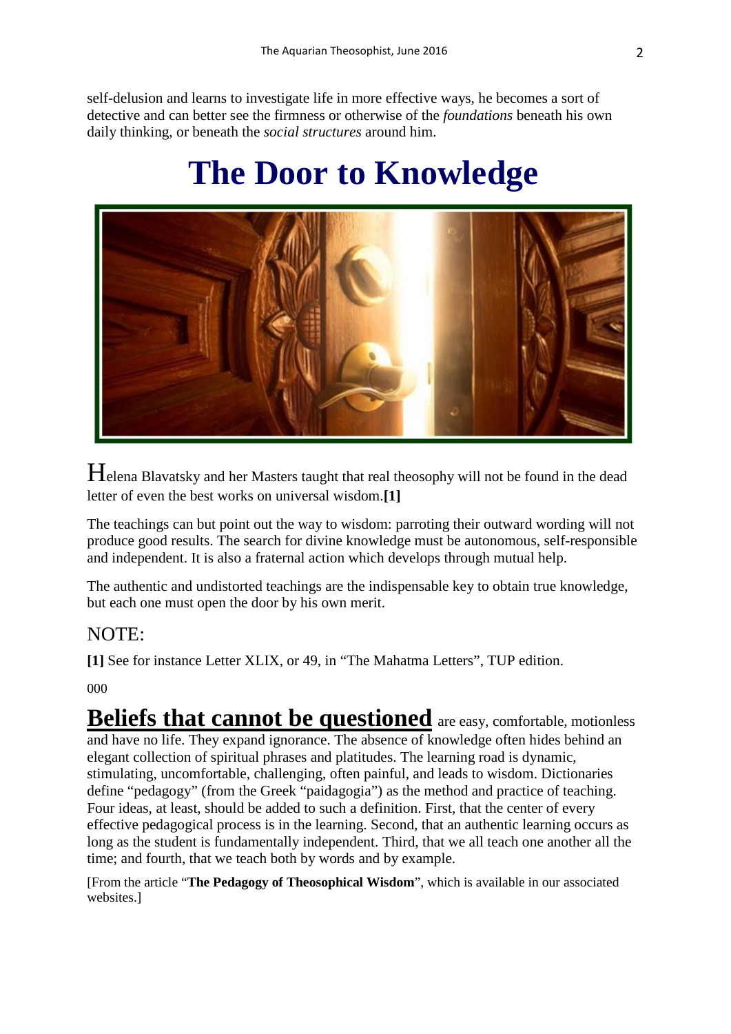self-delusion and learns to investigate life in more effective ways, he becomes a sort of detective and can better see the firmness or otherwise of the *foundations* beneath his own daily thinking, or beneath the *social structures* around him.

# The Door to Knowledge

Helena Blavatsky and her Masters taught that real theosophy will not be found in the dead letter of even the best works on universal wisdom.**[1]**

The teachings can but point out the way to wisdom: parroting their outward wording will not produce good results. The search for divine knowledge must be autonomous, self-responsible and independent. It is also a fraternal action which develops through mutual help.

The authentic and undistorted teachings are the indispensable key to obtain true knowledge, but each one must open the door by his own merit.

NOTE:

**[1]** See for instance Letter XLIX, or 49, in "The Mahatma Letters", TUP edition.

000

**Beliefs that cannot be questioned** are easy, comfortable, motionless and have no life. They expand ignorance. The absence of knowledge often hides behind an elegant collection of spiritual phrases and platitudes. The learning road is dynamic, stimulating, uncomfortable, challenging, often painful, and leads to wisdom. Dictionaries define "pedagogy" (from the Greek "paidagogia") as the method and practice of teaching. Four ideas, at least, should be added to such a definition. First, that the center of every effective pedagogical process is in the learning. Second, that an authentic learning occurs as long as the student is fundamentally independent. Third, that we all teach one another all the time; and fourth, that we teach both by words and by example.

[From the article "**The Pedagogy of Theosophical Wisdom**", which is available in our associated websites.]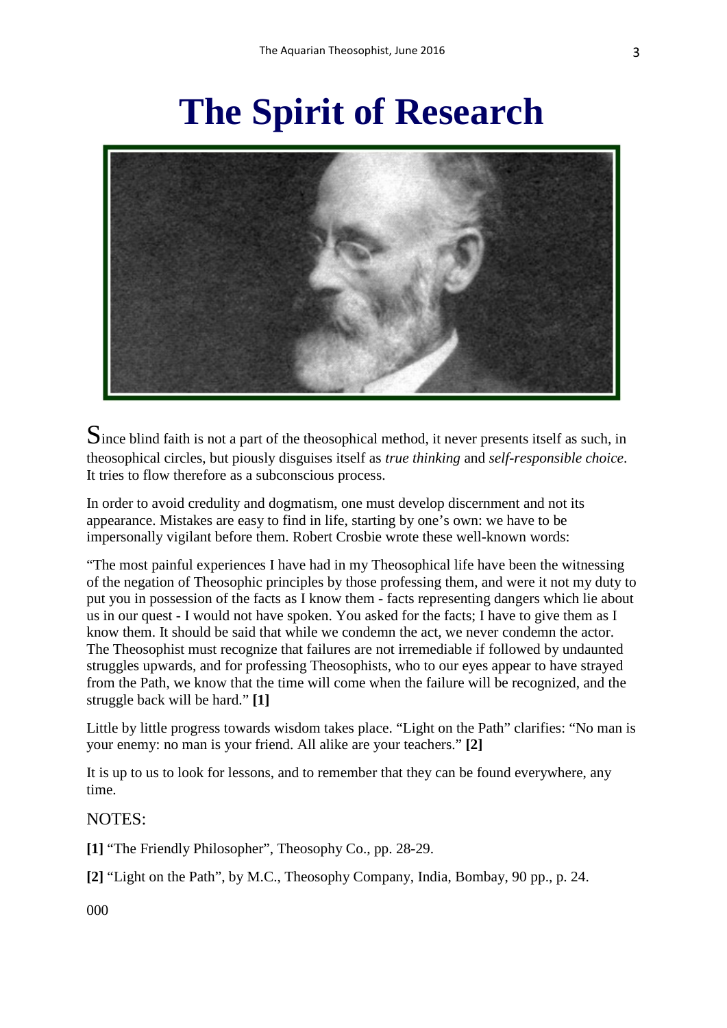# The Spirit of Research

Since blind faith is not a part of the theosophical method, it never presents itself as such, in theosophical circles, but piously disguises itself as *true thinking* and *self-responsible choice*. It tries to flow therefore as a subconscious process.

In order to avoid credulity and dogmatism, one must develop discernment and not its appearance. Mistakes are easy to find in life, starting by one's own: we have to be impersonally vigilant before them. Robert Crosbie wrote these well-known words:

"The most painful experiences I have had in my Theosophical life have been the witnessing of the negation of Theosophic principles by those professing them, and were it not my duty to put you in possession of the facts as I know them - facts representing dangers which lie about us in our quest - I would not have spoken. You asked for the facts; I have to give them as I know them. It should be said that while we condemn the act, we never condemn the actor. The Theosophist must recognize that failures are not irremediable if followed by undaunted struggles upwards, and for professing Theosophists, who to our eyes appear to have strayed from the Path, we know that the time will come when the failure will be recognized, and the struggle back will be hard." **[1]**

Little by little progress towards wisdom takes place. "Light on the Path" clarifies: "No man is your enemy: no man is your friend. All alike are your teachers." **[2]**

It is up to us to look for lessons, and to remember that they can be found everywhere, any time.

NOTES:

**[1]** "The Friendly Philosopher", Theosophy Co., pp. 28-29.

**[2]** "Light on the Path", by M.C., Theosophy Company, India, Bombay, 90 pp., p. 24.

000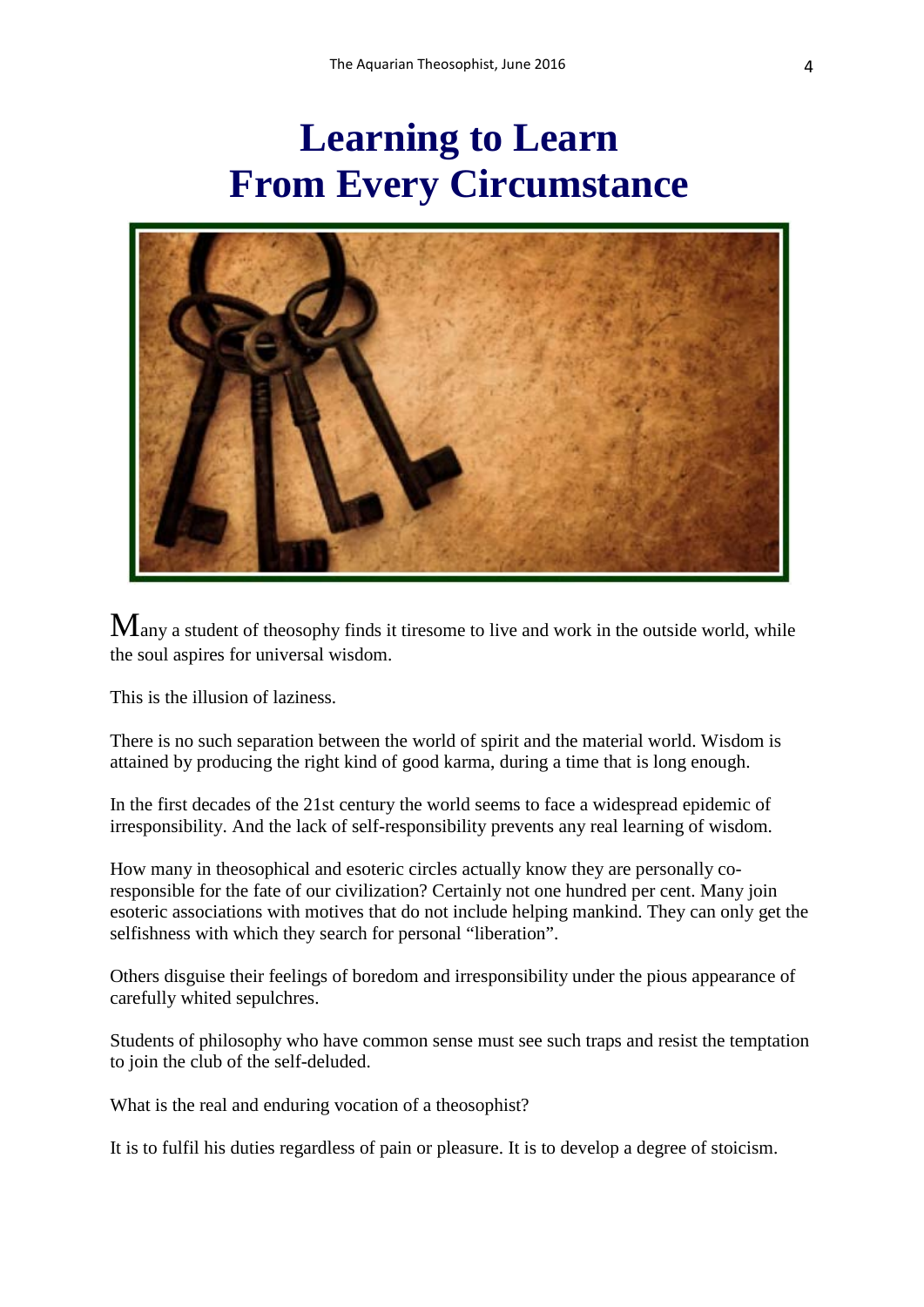# Learning to Learn From Every Circumstance

Many a student of theosophy finds it tiresome to live and work in the outside world, while the soul aspires for universal wisdom.

This is the illusion of laziness.

There is no such separation between the world of spirit and the material world. Wisdom is attained by producing the right kind of good karma, during a time that is long enough.

In the first decades of the 21st century the world seems to face a widespread epidemic of irresponsibility. And the lack of self-responsibility prevents any real learning of wisdom.

How many in theosophical and esoteric circles actually know they are personally co-responsible for the fate of our civilization? Certainly not one hundred per cent. Many join esoteric associations with motives that do not include helping mankind. They can only get the selfishness with which they search for personal "liberation".

Others disguise their feelings of boredom and irresponsibility under the pious appearance of carefully whited sepulchres.

Students of philosophy who have common sense must see such traps and resist the temptation to join the club of the self-deluded.

What is the real and enduring vocation of a theosophist?

It is to fulfil his duties regardless of pain or pleasure. It is to develop a degree of stoicism.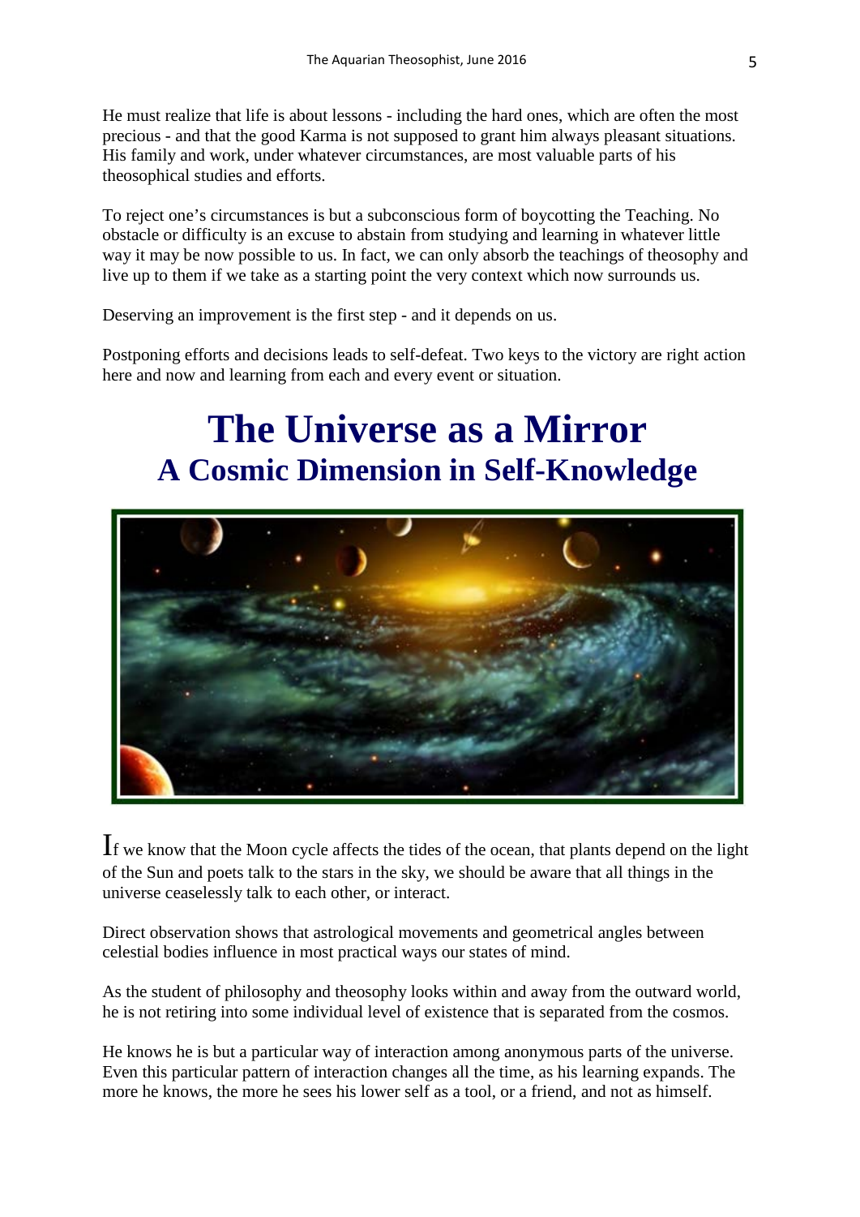He must realize that life is about lessons - including the hard ones, which are often the most precious - and that the good Karma is not supposed to grant him always pleasant situations. His family and work, under whatever circumstances, are most valuable parts of his theosophical studies and efforts.

To reject one's circumstances is but a subconscious form of boycotting the Teaching. No obstacle or difficulty is an excuse to abstain from studying and learning in whatever little way it may be now possible to us. In fact, we can only absorb the teachings of theosophy and live up to them if we take as a starting point the very context which now surrounds us.

Deserving an improvement is the first step - and it depends on us.

Postponing efforts and decisions leads to self-defeat. Two keys to the victory are right action here and now and learning from each and every event or situation.

# The Universe as a Mirror

## A Cosmic Dimension in Self-Knowledge

If we know that the Moon cycle affects the tides of the ocean, that plants depend on the light of the Sun and poets talk to the stars in the sky, we should be aware that all things in the universe ceaselessly talk to each other, or interact.

Direct observation shows that astrological movements and geometrical angles between celestial bodies influence in most practical ways our states of mind.

As the student of philosophy and theosophy looks within and away from the outward world, he is not retiring into some individual level of existence that is separated from the cosmos.

He knows he is but a particular way of interaction among anonymous parts of the universe. Even this particular pattern of interaction changes all the time, as his learning expands. The more he knows, the more he sees his lower self as a tool, or a friend, and not as himself.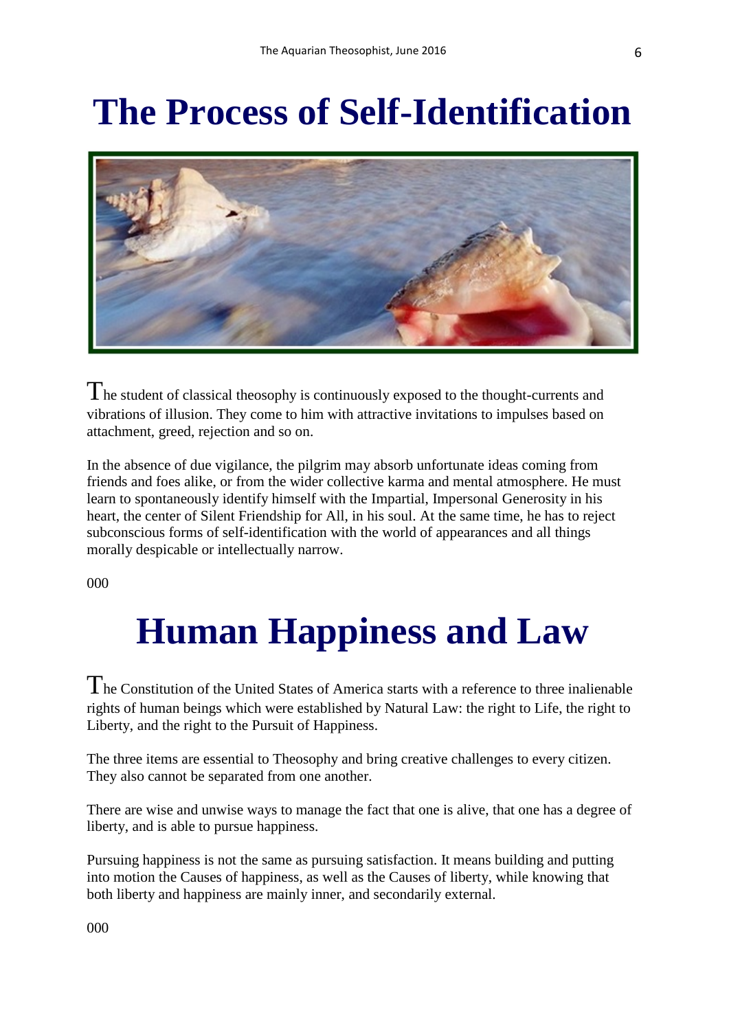# The Process of Self-Identification

The student of classical theosophy is continuously exposed to the thought-currents and vibrations of illusion. They come to him with attractive invitations to impulses based on attachment, greed, rejection and so on.

In the absence of due vigilance, the pilgrim may absorb unfortunate ideas coming from friends and foes alike, or from the wider collective karma and mental atmosphere. He must learn to spontaneously identify himself with the Impartial, Impersonal Generosity in his heart, the center of Silent Friendship for All, in his soul. At the same time, he has to reject subconscious forms of self-identification with the world of appearances and all things morally despicable or intellectually narrow.

000

# Human Happiness and Law

The Constitution of the United States of America starts with a reference to three inalienable rights of human beings which were established by Natural Law: the right to Life, the right to Liberty, and the right to the Pursuit of Happiness.

The three items are essential to Theosophy and bring creative challenges to every citizen. They also cannot be separated from one another.

There are wise and unwise ways to manage the fact that one is alive, that one has a degree of liberty, and is able to pursue happiness.

Pursuing happiness is not the same as pursuing satisfaction. It means building and putting into motion the Causes of happiness, as well as the Causes of liberty, while knowing that both liberty and happiness are mainly inner, and secondarily external.

000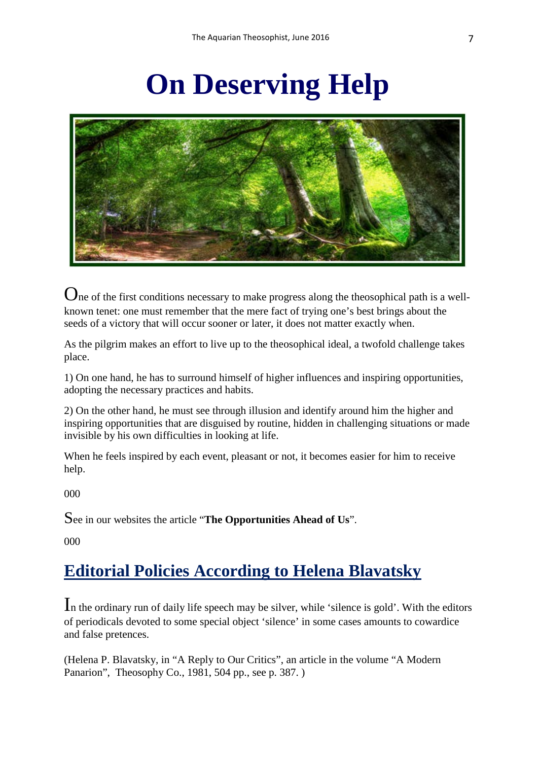# On Deserving Help

One of the first conditions necessary to make progress along the theosophical path is a well-known tenet: one must remember that the mere fact of trying one's best brings about the seeds of a victory that will occur sooner or later, it does not matter exactly when.

As the pilgrim makes an effort to live up to the theosophical ideal, a twofold challenge takes place.

1) On one hand, he has to surround himself of higher influences and inspiring opportunities, adopting the necessary practices and habits.

2) On the other hand, he must see through illusion and identify around him the higher and inspiring opportunities that are disguised by routine, hidden in challenging situations or made invisible by his own difficulties in looking at life.

When he feels inspired by each event, pleasant or not, it becomes easier for him to receive help.

000

See in our websites the article "**The Opportunities Ahead of Us**".

000

## Editorial Policies According to Helena Blavatsky

In the ordinary run of daily life speech may be silver, while 'silence is gold'. With the editors of periodicals devoted to some special object 'silence' in some cases amounts to cowardice and false pretences.

(Helena P. Blavatsky, in "A Reply to Our Critics", an article in the volume "A Modern Panarion", Theosophy Co., 1981, 504 pp., see p. 387. )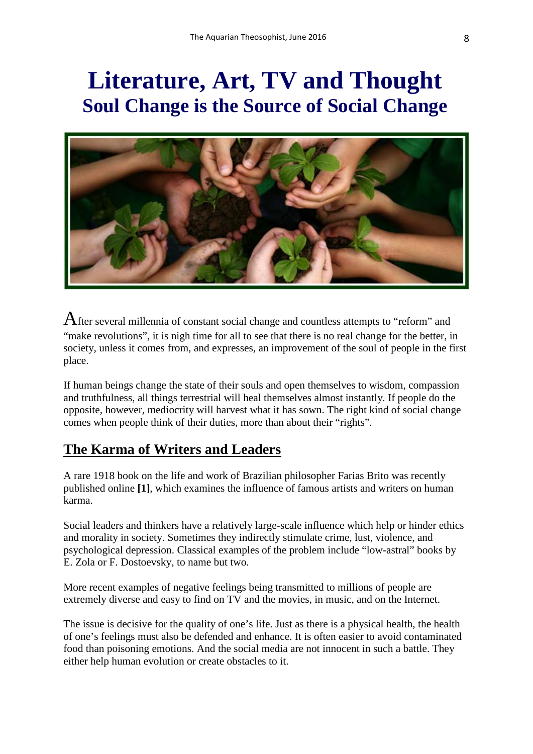# Literature, Art, TV and Thought

## Soul Change is the Source of Social Change

After several millennia of constant social change and countless attempts to "reform" and "make revolutions", it is nigh time for all to see that there is no real change for the better, in society, unless it comes from, and expresses, an improvement of the soul of people in the first place.

If human beings change the state of their souls and open themselves to wisdom, compassion and truthfulness, all things terrestrial will heal themselves almost instantly. If people do the opposite, however, mediocrity will harvest what it has sown. The right kind of social change comes when people think of their duties, more than about their "rights".

## The Karma of Writers and Leaders

A rare 1918 book on the life and work of Brazilian philosopher Farias Brito was recently published online **[1]**, which examines the influence of famous artists and writers on human karma.

Social leaders and thinkers have a relatively large-scale influence which help or hinder ethics and morality in society. Sometimes they indirectly stimulate crime, lust, violence, and psychological depression. Classical examples of the problem include "low-astral" books by E. Zola or F. Dostoevsky, to name but two.

More recent examples of negative feelings being transmitted to millions of people are extremely diverse and easy to find on TV and the movies, in music, and on the Internet.

The issue is decisive for the quality of one's life. Just as there is a physical health, the health of one's feelings must also be defended and enhance. It is often easier to avoid contaminated food than poisoning emotions. And the social media are not innocent in such a battle. They either help human evolution or create obstacles to it.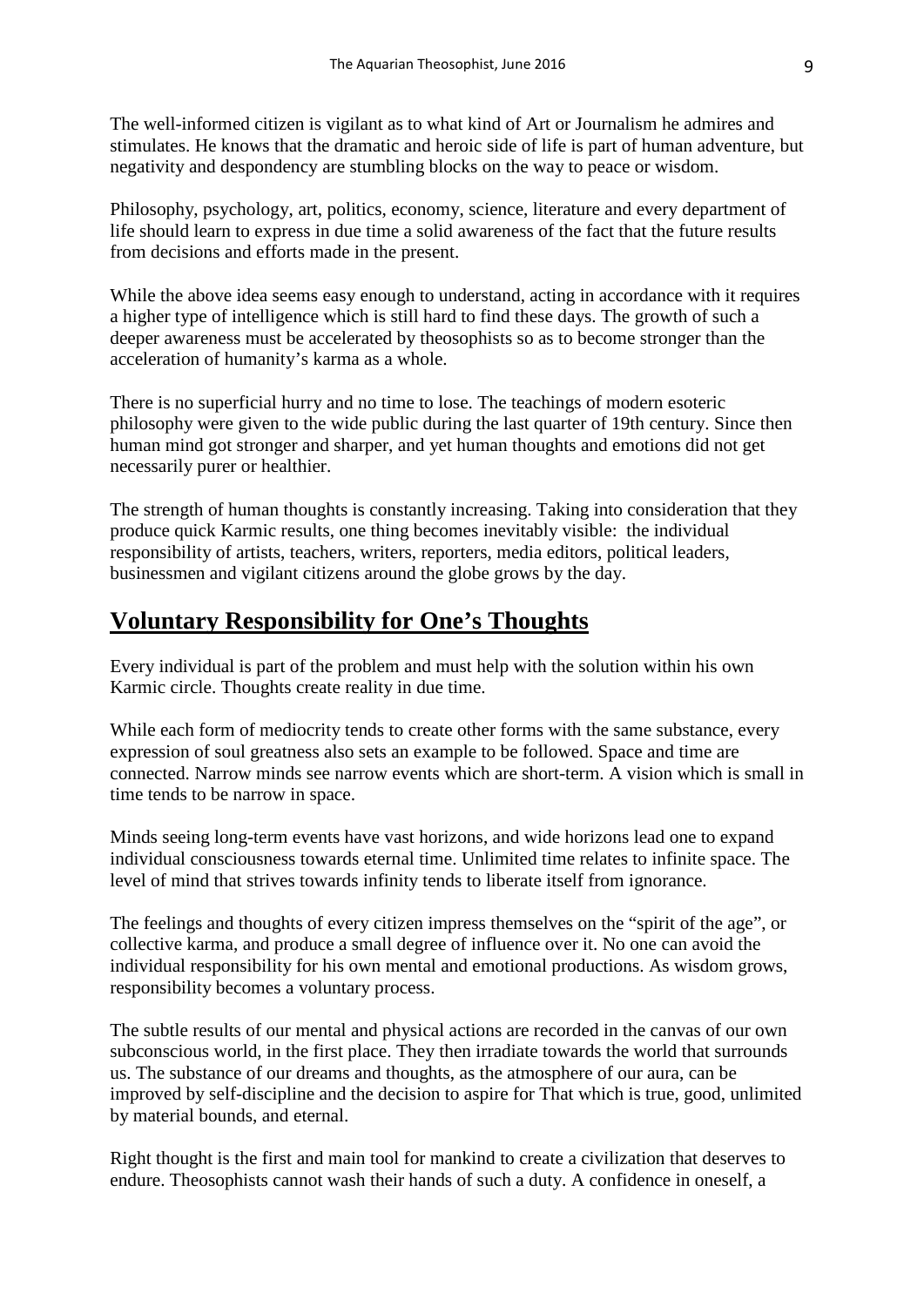The well-informed citizen is vigilant as to what kind of Art or Journalism he admires and stimulates. He knows that the dramatic and heroic side of life is part of human adventure, but negativity and despondency are stumbling blocks on the way to peace or wisdom.

Philosophy, psychology, art, politics, economy, science, literature and every department of life should learn to express in due time a solid awareness of the fact that the future results from decisions and efforts made in the present.

While the above idea seems easy enough to understand, acting in accordance with it requires a higher type of intelligence which is still hard to find these days. The growth of such a deeper awareness must be accelerated by theosophists so as to become stronger than the acceleration of humanity's karma as a whole.

There is no superficial hurry and no time to lose. The teachings of modern esoteric philosophy were given to the wide public during the last quarter of 19th century. Since then human mind got stronger and sharper, and yet human thoughts and emotions did not get necessarily purer or healthier.

The strength of human thoughts is constantly increasing. Taking into consideration that they produce quick Karmic results, one thing becomes inevitably visible: the individual responsibility of artists, teachers, writers, reporters, media editors, political leaders, businessmen and vigilant citizens around the globe grows by the day.

## Voluntary Responsibility for One's Thoughts

Every individual is part of the problem and must help with the solution within his own Karmic circle. Thoughts create reality in due time.

While each form of mediocrity tends to create other forms with the same substance, every expression of soul greatness also sets an example to be followed. Space and time are connected. Narrow minds see narrow events which are short-term. A vision which is small in time tends to be narrow in space.

Minds seeing long-term events have vast horizons, and wide horizons lead one to expand individual consciousness towards eternal time. Unlimited time relates to infinite space. The level of mind that strives towards infinity tends to liberate itself from ignorance.

The feelings and thoughts of every citizen impress themselves on the "spirit of the age", or collective karma, and produce a small degree of influence over it. No one can avoid the individual responsibility for his own mental and emotional productions. As wisdom grows, responsibility becomes a voluntary process.

The subtle results of our mental and physical actions are recorded in the canvas of our own subconscious world, in the first place. They then irradiate towards the world that surrounds us. The substance of our dreams and thoughts, as the atmosphere of our aura, can be improved by self-discipline and the decision to aspire for That which is true, good, unlimited by material bounds, and eternal.

Right thought is the first and main tool for mankind to create a civilization that deserves to endure. Theosophists cannot wash their hands of such a duty. A confidence in oneself, a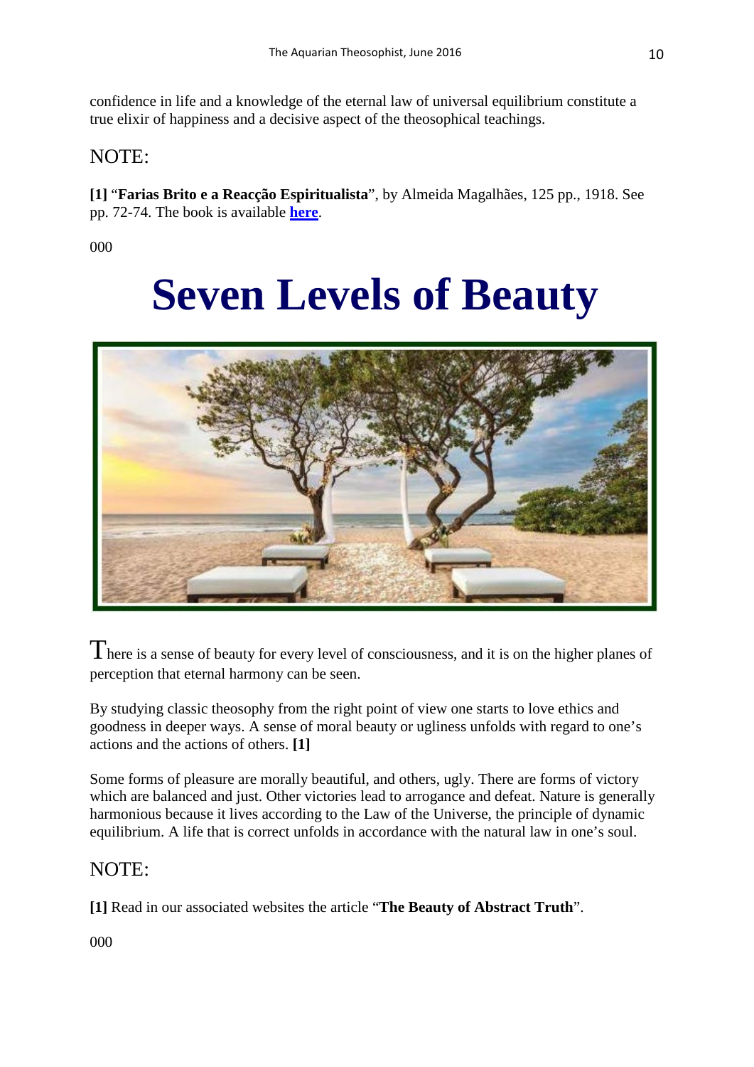confidence in life and a knowledge of the eternal law of universal equilibrium constitute a true elixir of happiness and a decisive aspect of the theosophical teachings.

## NOTE:

**[1]** "**Farias Brito e a Reacção Espiritualista**", by Almeida Magalhães, 125 pp., 1918. See pp. 72-74. The book is available **here**.

000

# Seven Levels of Beauty

There is a sense of beauty for every level of consciousness, and it is on the higher planes of perception that eternal harmony can be seen.

By studying classic theosophy from the right point of view one starts to love ethics and goodness in deeper ways. A sense of moral beauty or ugliness unfolds with regard to one's actions and the actions of others. **[1]**

Some forms of pleasure are morally beautiful, and others, ugly. There are forms of victory which are balanced and just. Other victories lead to arrogance and defeat. Nature is generally harmonious because it lives according to the Law of the Universe, the principle of dynamic equilibrium. A life that is correct unfolds in accordance with the natural law in one's soul.

## NOTE:

**[1]** Read in our associated websites the article "**The Beauty of Abstract Truth**".

000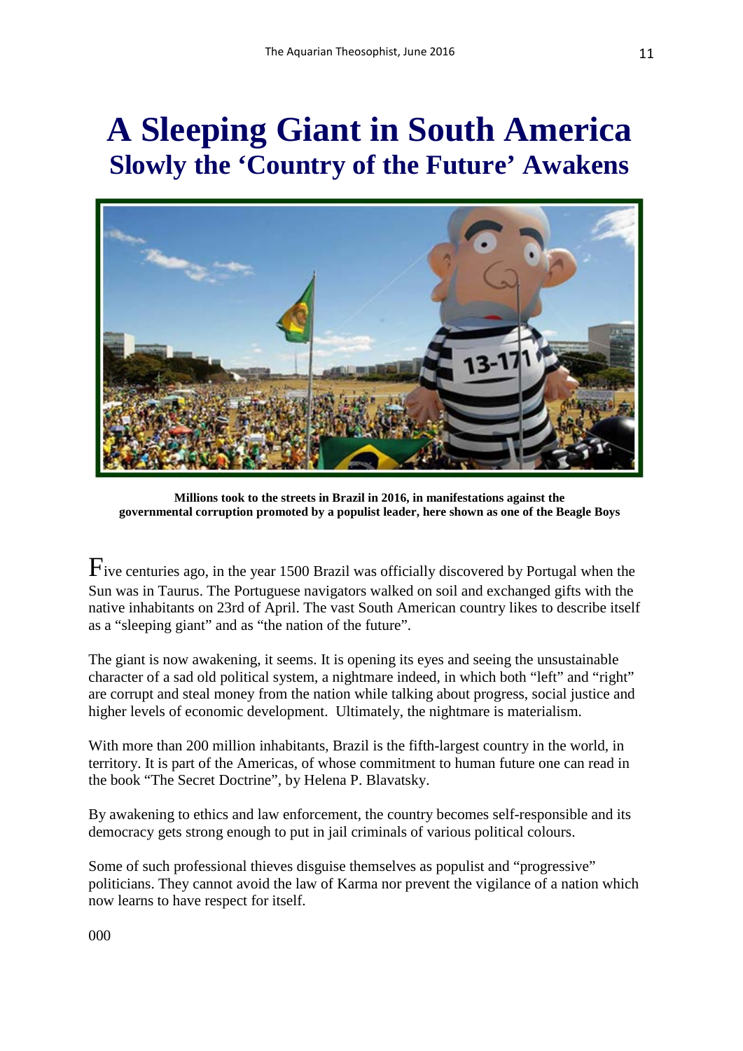# A Sleeping Giant in South America

## Slowly the 'Country of the Future' Awakens

**Millions took to the streets in Brazil in 2016, in manifestations against the governmental corruption promoted by a populist leader, here shown as one of the Beagle Boys**

Five centuries ago, in the year 1500 Brazil was officially discovered by Portugal when the Sun was in Taurus. The Portuguese navigators walked on soil and exchanged gifts with the native inhabitants on 23rd of April. The vast South American country likes to describe itself as a "sleeping giant" and as "the nation of the future".

The giant is now awakening, it seems. It is opening its eyes and seeing the unsustainable character of a sad old political system, a nightmare indeed, in which both "left" and "right" are corrupt and steal money from the nation while talking about progress, social justice and higher levels of economic development. Ultimately, the nightmare is materialism.

With more than 200 million inhabitants, Brazil is the fifth-largest country in the world, in territory. It is part of the Americas, of whose commitment to human future one can read in the book "The Secret Doctrine", by Helena P. Blavatsky.

By awakening to ethics and law enforcement, the country becomes self-responsible and its democracy gets strong enough to put in jail criminals of various political colours.

Some of such professional thieves disguise themselves as populist and "progressive" politicians. They cannot avoid the law of Karma nor prevent the vigilance of a nation which now learns to have respect for itself.

000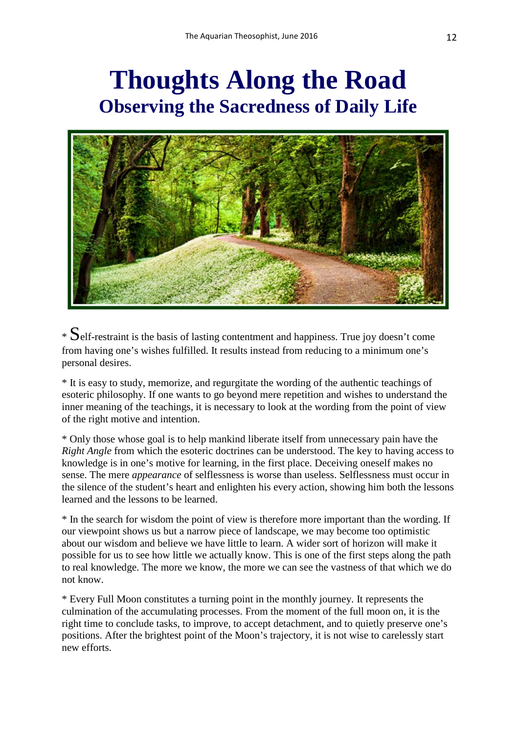# Thoughts Along the Road

## Observing the Sacredness of Daily Life

* Self-restraint is the basis of lasting contentment and happiness. True joy doesn't come from having one's wishes fulfilled. It results instead from reducing to a minimum one's personal desires.

* It is easy to study, memorize, and regurgitate the wording of the authentic teachings of esoteric philosophy. If one wants to go beyond mere repetition and wishes to understand the inner meaning of the teachings, it is necessary to look at the wording from the point of view of the right motive and intention.

* Only those whose goal is to help mankind liberate itself from unnecessary pain have the *Right Angle* from which the esoteric doctrines can be understood. The key to having access to knowledge is in one's motive for learning, in the first place. Deceiving oneself makes no sense. The mere *appearance* of selflessness is worse than useless. Selflessness must occur in the silence of the student's heart and enlighten his every action, showing him both the lessons learned and the lessons to be learned.

* In the search for wisdom the point of view is therefore more important than the wording. If our viewpoint shows us but a narrow piece of landscape, we may become too optimistic about our wisdom and believe we have little to learn. A wider sort of horizon will make it possible for us to see how little we actually know. This is one of the first steps along the path to real knowledge. The more we know, the more we can see the vastness of that which we do not know.

* Every Full Moon constitutes a turning point in the monthly journey. It represents the culmination of the accumulating processes. From the moment of the full moon on, it is the right time to conclude tasks, to improve, to accept detachment, and to quietly preserve one's positions. After the brightest point of the Moon's trajectory, it is not wise to carelessly start new efforts.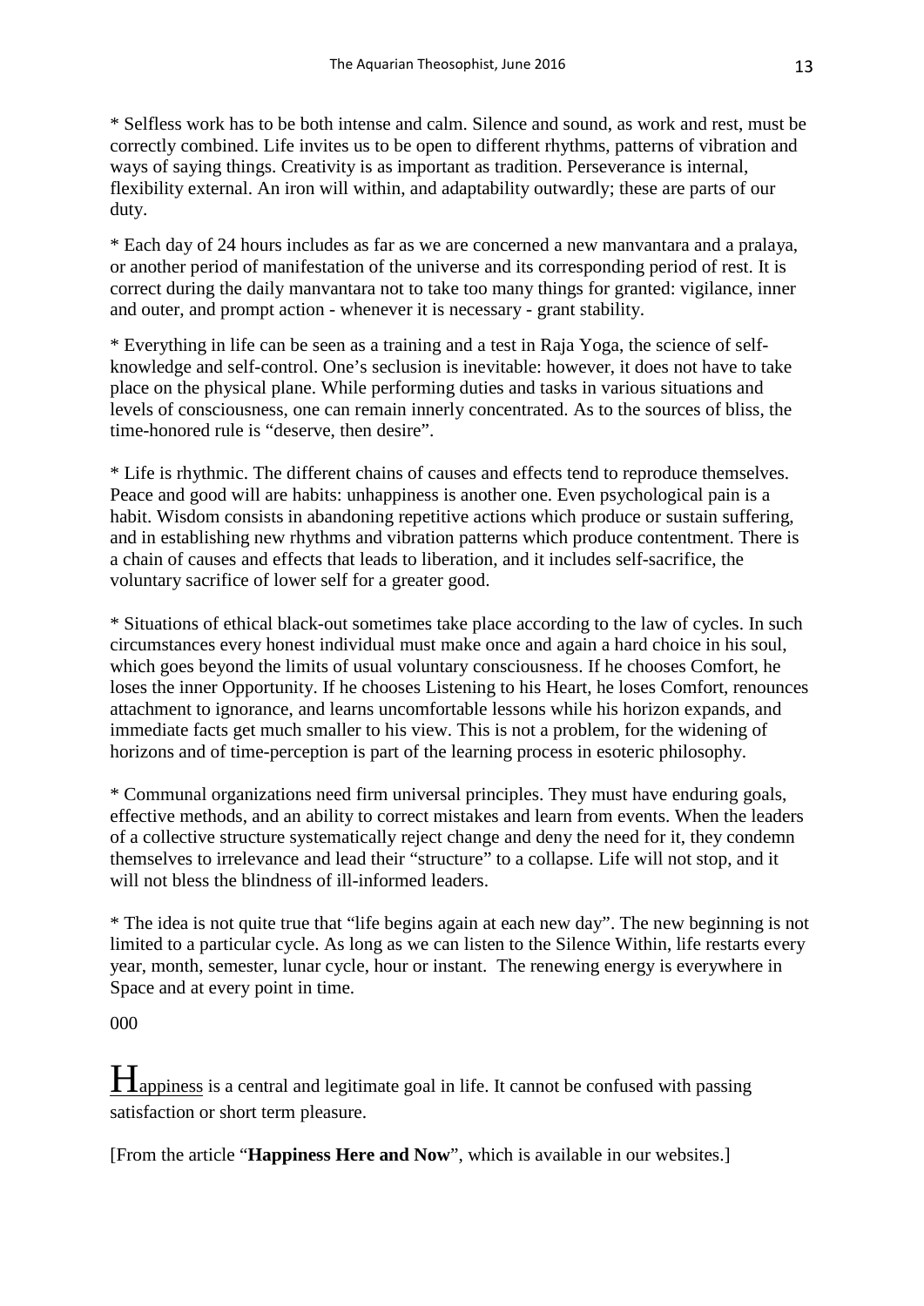* Selfless work has to be both intense and calm. Silence and sound, as work and rest, must be correctly combined. Life invites us to be open to different rhythms, patterns of vibration and ways of saying things. Creativity is as important as tradition. Perseverance is internal, flexibility external. An iron will within, and adaptability outwardly; these are parts of our duty.

* Each day of 24 hours includes as far as we are concerned a new manvantara and a pralaya, or another period of manifestation of the universe and its corresponding period of rest. It is correct during the daily manvantara not to take too many things for granted: vigilance, inner and outer, and prompt action - whenever it is necessary - grant stability.

* Everything in life can be seen as a training and a test in Raja Yoga, the science of self-knowledge and self-control. One's seclusion is inevitable: however, it does not have to take place on the physical plane. While performing duties and tasks in various situations and levels of consciousness, one can remain innerly concentrated. As to the sources of bliss, the time-honored rule is "deserve, then desire".

* Life is rhythmic. The different chains of causes and effects tend to reproduce themselves. Peace and good will are habits: unhappiness is another one. Even psychological pain is a habit. Wisdom consists in abandoning repetitive actions which produce or sustain suffering, and in establishing new rhythms and vibration patterns which produce contentment. There is a chain of causes and effects that leads to liberation, and it includes self-sacrifice, the voluntary sacrifice of lower self for a greater good.

* Situations of ethical black-out sometimes take place according to the law of cycles. In such circumstances every honest individual must make once and again a hard choice in his soul, which goes beyond the limits of usual voluntary consciousness. If he chooses Comfort, he loses the inner Opportunity. If he chooses Listening to his Heart, he loses Comfort, renounces attachment to ignorance, and learns uncomfortable lessons while his horizon expands, and immediate facts get much smaller to his view. This is not a problem, for the widening of horizons and of time-perception is part of the learning process in esoteric philosophy.

* Communal organizations need firm universal principles. They must have enduring goals, effective methods, and an ability to correct mistakes and learn from events. When the leaders of a collective structure systematically reject change and deny the need for it, they condemn themselves to irrelevance and lead their "structure" to a collapse. Life will not stop, and it will not bless the blindness of ill-informed leaders.

* The idea is not quite true that "life begins again at each new day". The new beginning is not limited to a particular cycle. As long as we can listen to the Silence Within, life restarts every year, month, semester, lunar cycle, hour or instant. The renewing energy is everywhere in Space and at every point in time.

000

Happiness is a central and legitimate goal in life. It cannot be confused with passing satisfaction or short term pleasure.

[From the article "**Happiness Here and Now**", which is available in our websites.]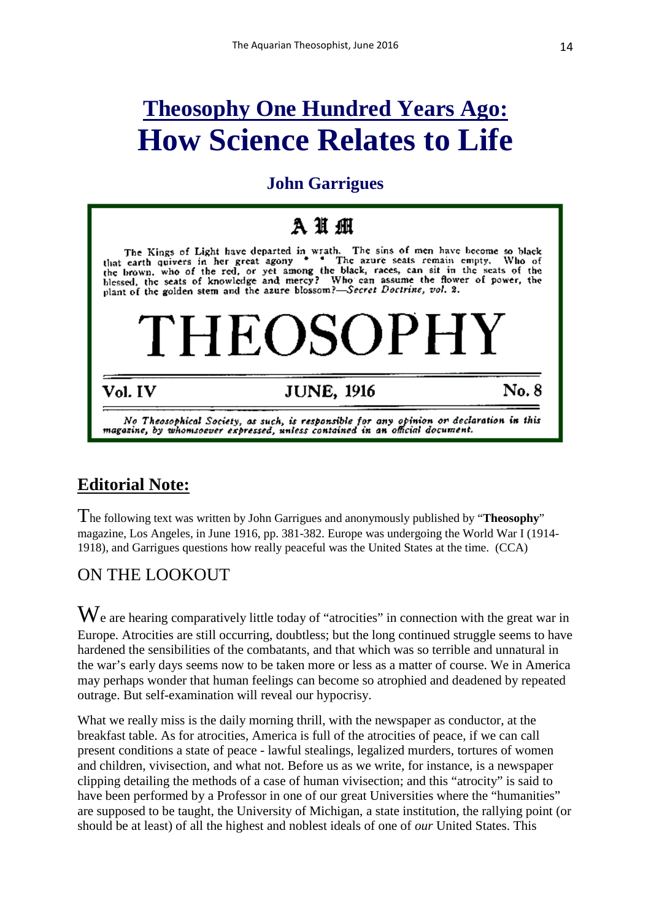# Theosophy One Hundred Years Ago: How Science Relates to Life

### John Garrigues

AUM

The Kings of Light have departed in wrath. The sins of men have become so black that earth quivers in her great agony * * The azure seats remain empty. Who of the brown, who of the red, or yet among the black, races, can sit in the seats of the blessed, the seats of knowledge and mercy? Who can assume the flower of power, the plant of the golden stem and the azure blossom?—*Secret Doctrine, vol. 2.*

THEOSOPHY

Vol. IV — JUNE, 1916 — No. 8

*No Theosophical Society, as such, is responsible for any opinion or declaration in this magazine, by whomsoever expressed, unless contained in an official document.*

## Editorial Note:

The following text was written by John Garrigues and anonymously published by "**Theosophy**" magazine, Los Angeles, in June 1916, pp. 381-382. Europe was undergoing the World War I (1914-1918), and Garrigues questions how really peaceful was the United States at the time. (CCA)

## ON THE LOOKOUT

We are hearing comparatively little today of "atrocities" in connection with the great war in Europe. Atrocities are still occurring, doubtless; but the long continued struggle seems to have hardened the sensibilities of the combatants, and that which was so terrible and unnatural in the war's early days seems now to be taken more or less as a matter of course. We in America may perhaps wonder that human feelings can become so atrophied and deadened by repeated outrage. But self-examination will reveal our hypocrisy.

What we really miss is the daily morning thrill, with the newspaper as conductor, at the breakfast table. As for atrocities, America is full of the atrocities of peace, if we can call present conditions a state of peace - lawful stealings, legalized murders, tortures of women and children, vivisection, and what not. Before us as we write, for instance, is a newspaper clipping detailing the methods of a case of human vivisection; and this "atrocity" is said to have been performed by a Professor in one of our great Universities where the "humanities" are supposed to be taught, the University of Michigan, a state institution, the rallying point (or should be at least) of all the highest and noblest ideals of one of *our* United States. This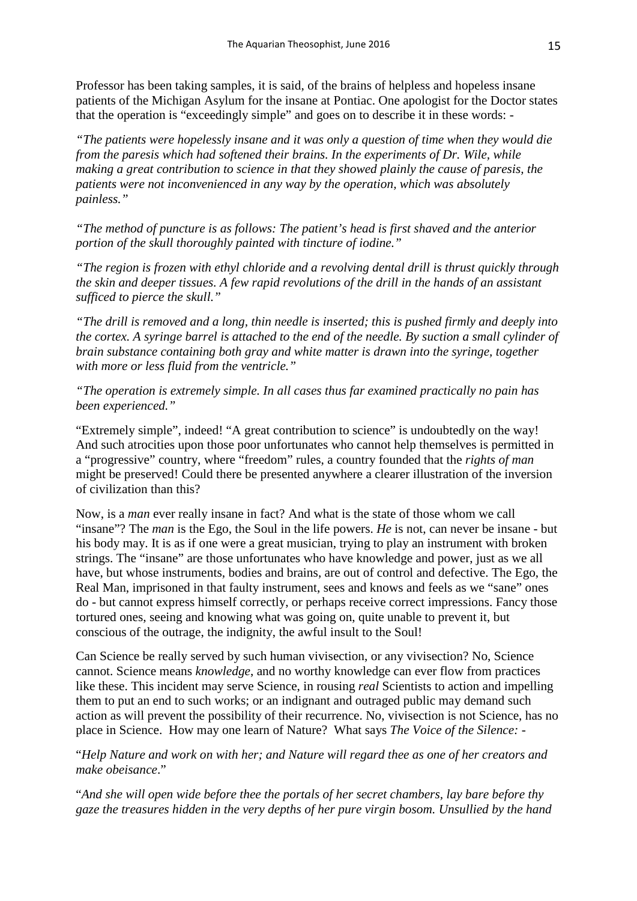Professor has been taking samples, it is said, of the brains of helpless and hopeless insane patients of the Michigan Asylum for the insane at Pontiac. One apologist for the Doctor states that the operation is "exceedingly simple" and goes on to describe it in these words: -

*"The patients were hopelessly insane and it was only a question of time when they would die from the paresis which had softened their brains. In the experiments of Dr. Wile, while making a great contribution to science in that they showed plainly the cause of paresis, the patients were not inconvenienced in any way by the operation, which was absolutely painless."*

*"The method of puncture is as follows: The patient's head is first shaved and the anterior portion of the skull thoroughly painted with tincture of iodine."*

*"The region is frozen with ethyl chloride and a revolving dental drill is thrust quickly through the skin and deeper tissues. A few rapid revolutions of the drill in the hands of an assistant sufficed to pierce the skull."*

*"The drill is removed and a long, thin needle is inserted; this is pushed firmly and deeply into the cortex. A syringe barrel is attached to the end of the needle. By suction a small cylinder of brain substance containing both gray and white matter is drawn into the syringe, together with more or less fluid from the ventricle."*

*"The operation is extremely simple. In all cases thus far examined practically no pain has been experienced."*

"Extremely simple", indeed! "A great contribution to science" is undoubtedly on the way! And such atrocities upon those poor unfortunates who cannot help themselves is permitted in a "progressive" country, where "freedom" rules, a country founded that the *rights of man* might be preserved! Could there be presented anywhere a clearer illustration of the inversion of civilization than this?

Now, is a *man* ever really insane in fact? And what is the state of those whom we call "insane"? The *man* is the Ego, the Soul in the life powers. *He* is not, can never be insane - but his body may. It is as if one were a great musician, trying to play an instrument with broken strings. The "insane" are those unfortunates who have knowledge and power, just as we all have, but whose instruments, bodies and brains, are out of control and defective. The Ego, the Real Man, imprisoned in that faulty instrument, sees and knows and feels as we "sane" ones do - but cannot express himself correctly, or perhaps receive correct impressions. Fancy those tortured ones, seeing and knowing what was going on, quite unable to prevent it, but conscious of the outrage, the indignity, the awful insult to the Soul!

Can Science be really served by such human vivisection, or any vivisection? No, Science cannot. Science means *knowledge*, and no worthy knowledge can ever flow from practices like these. This incident may serve Science, in rousing *real* Scientists to action and impelling them to put an end to such works; or an indignant and outraged public may demand such action as will prevent the possibility of their recurrence. No, vivisection is not Science, has no place in Science. How may one learn of Nature? What says *The Voice of the Silence:* -

"*Help Nature and work on with her; and Nature will regard thee as one of her creators and make obeisance*."

"*And she will open wide before thee the portals of her secret chambers, lay bare before thy gaze the treasures hidden in the very depths of her pure virgin bosom. Unsullied by the hand*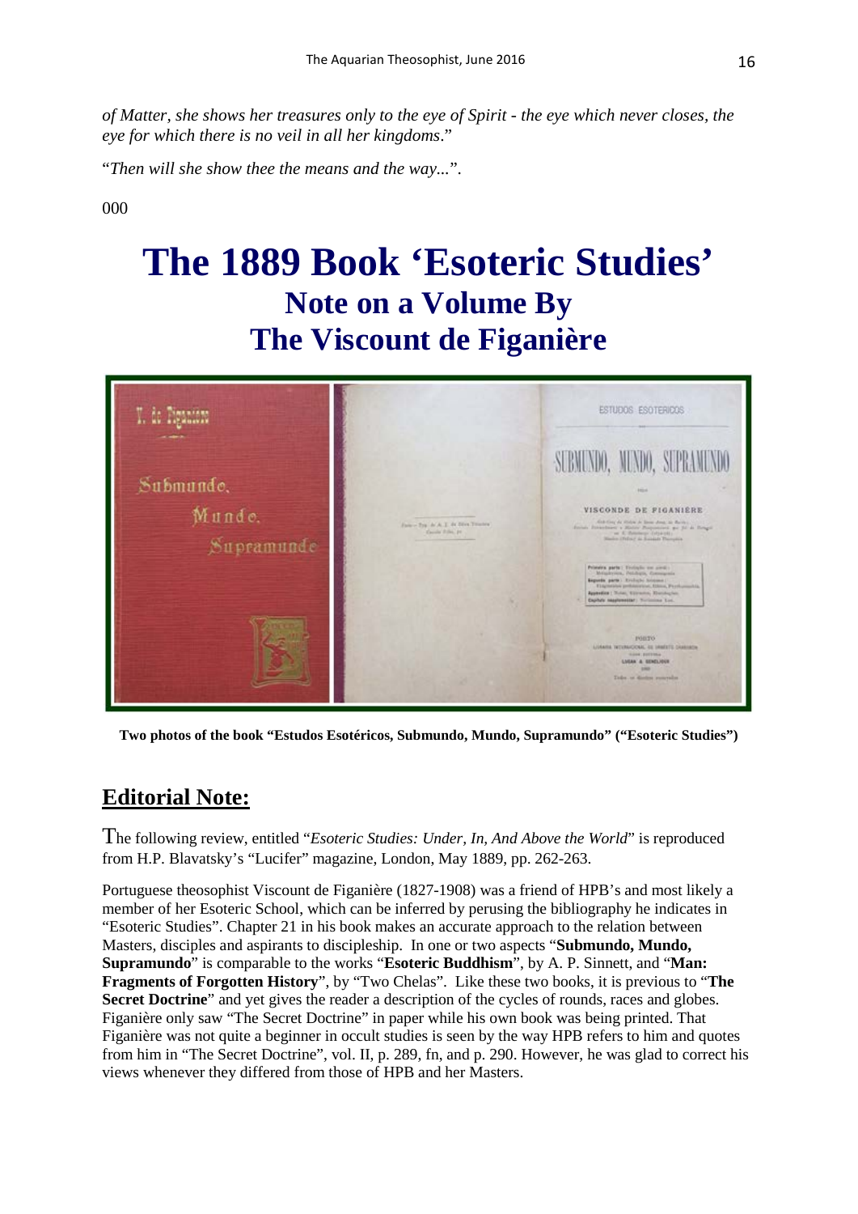*of Matter, she shows her treasures only to the eye of Spirit - the eye which never closes, the eye for which there is no veil in all her kingdoms*."

"*Then will she show thee the means and the way...*".

000

# The 1889 Book 'Esoteric Studies'

## Note on a Volume By The Viscount de Figanière

**Two photos of the book "Estudos Esotéricos, Submundo, Mundo, Supramundo" ("Esoteric Studies")**

## Editorial Note:

The following review, entitled "*Esoteric Studies: Under, In, And Above the World*" is reproduced from H.P. Blavatsky's "Lucifer" magazine, London, May 1889, pp. 262-263.

Portuguese theosophist Viscount de Figanière (1827-1908) was a friend of HPB's and most likely a member of her Esoteric School, which can be inferred by perusing the bibliography he indicates in "Esoteric Studies". Chapter 21 in his book makes an accurate approach to the relation between Masters, disciples and aspirants to discipleship. In one or two aspects "**Submundo, Mundo, Supramundo**" is comparable to the works "**Esoteric Buddhism**", by A. P. Sinnett, and "**Man: Fragments of Forgotten History**", by "Two Chelas". Like these two books, it is previous to "**The Secret Doctrine**" and yet gives the reader a description of the cycles of rounds, races and globes. Figanière only saw "The Secret Doctrine" in paper while his own book was being printed. That Figanière was not quite a beginner in occult studies is seen by the way HPB refers to him and quotes from him in "The Secret Doctrine", vol. II, p. 289, fn, and p. 290. However, he was glad to correct his views whenever they differed from those of HPB and her Masters.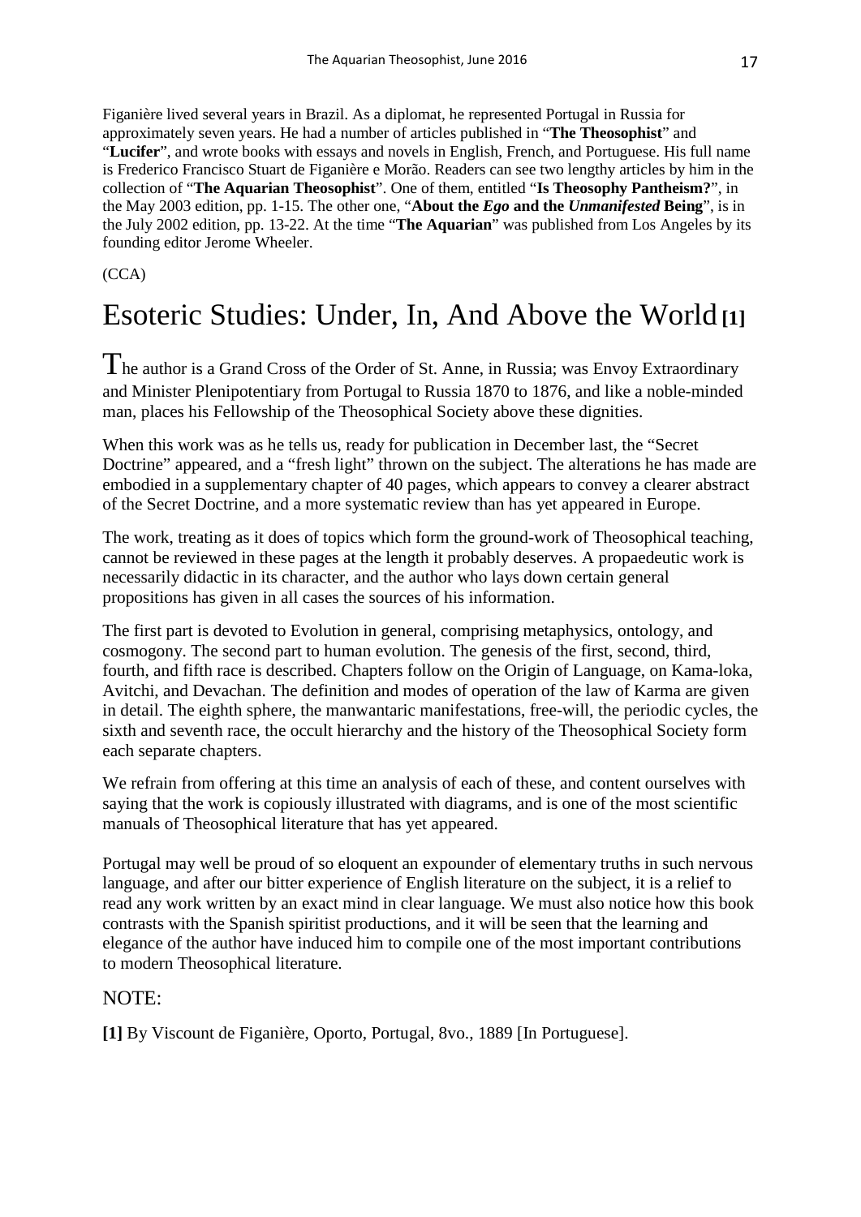Figanière lived several years in Brazil. As a diplomat, he represented Portugal in Russia for approximately seven years. He had a number of articles published in "**The Theosophist**" and "**Lucifer**", and wrote books with essays and novels in English, French, and Portuguese. His full name is Frederico Francisco Stuart de Figanière e Morão. Readers can see two lengthy articles by him in the collection of "**The Aquarian Theosophist**". One of them, entitled "**Is Theosophy Pantheism?**", in the May 2003 edition, pp. 1-15. The other one, "**About the *Ego* and the *Unmanifested* Being**", is in the July 2002 edition, pp. 13-22. At the time "**The Aquarian**" was published from Los Angeles by its founding editor Jerome Wheeler.

(CCA)

# Esoteric Studies: Under, In, And Above the World **[1]**

The author is a Grand Cross of the Order of St. Anne, in Russia; was Envoy Extraordinary and Minister Plenipotentiary from Portugal to Russia 1870 to 1876, and like a noble-minded man, places his Fellowship of the Theosophical Society above these dignities.

When this work was as he tells us, ready for publication in December last, the "Secret Doctrine" appeared, and a "fresh light" thrown on the subject. The alterations he has made are embodied in a supplementary chapter of 40 pages, which appears to convey a clearer abstract of the Secret Doctrine, and a more systematic review than has yet appeared in Europe.

The work, treating as it does of topics which form the ground-work of Theosophical teaching, cannot be reviewed in these pages at the length it probably deserves. A propaedeutic work is necessarily didactic in its character, and the author who lays down certain general propositions has given in all cases the sources of his information.

The first part is devoted to Evolution in general, comprising metaphysics, ontology, and cosmogony. The second part to human evolution. The genesis of the first, second, third, fourth, and fifth race is described. Chapters follow on the Origin of Language, on Kama-loka, Avitchi, and Devachan. The definition and modes of operation of the law of Karma are given in detail. The eighth sphere, the manwantaric manifestations, free-will, the periodic cycles, the sixth and seventh race, the occult hierarchy and the history of the Theosophical Society form each separate chapters.

We refrain from offering at this time an analysis of each of these, and content ourselves with saying that the work is copiously illustrated with diagrams, and is one of the most scientific manuals of Theosophical literature that has yet appeared.

Portugal may well be proud of so eloquent an expounder of elementary truths in such nervous language, and after our bitter experience of English literature on the subject, it is a relief to read any work written by an exact mind in clear language. We must also notice how this book contrasts with the Spanish spiritist productions, and it will be seen that the learning and elegance of the author have induced him to compile one of the most important contributions to modern Theosophical literature.

## NOTE:

**[1]** By Viscount de Figanière, Oporto, Portugal, 8vo., 1889 [In Portuguese].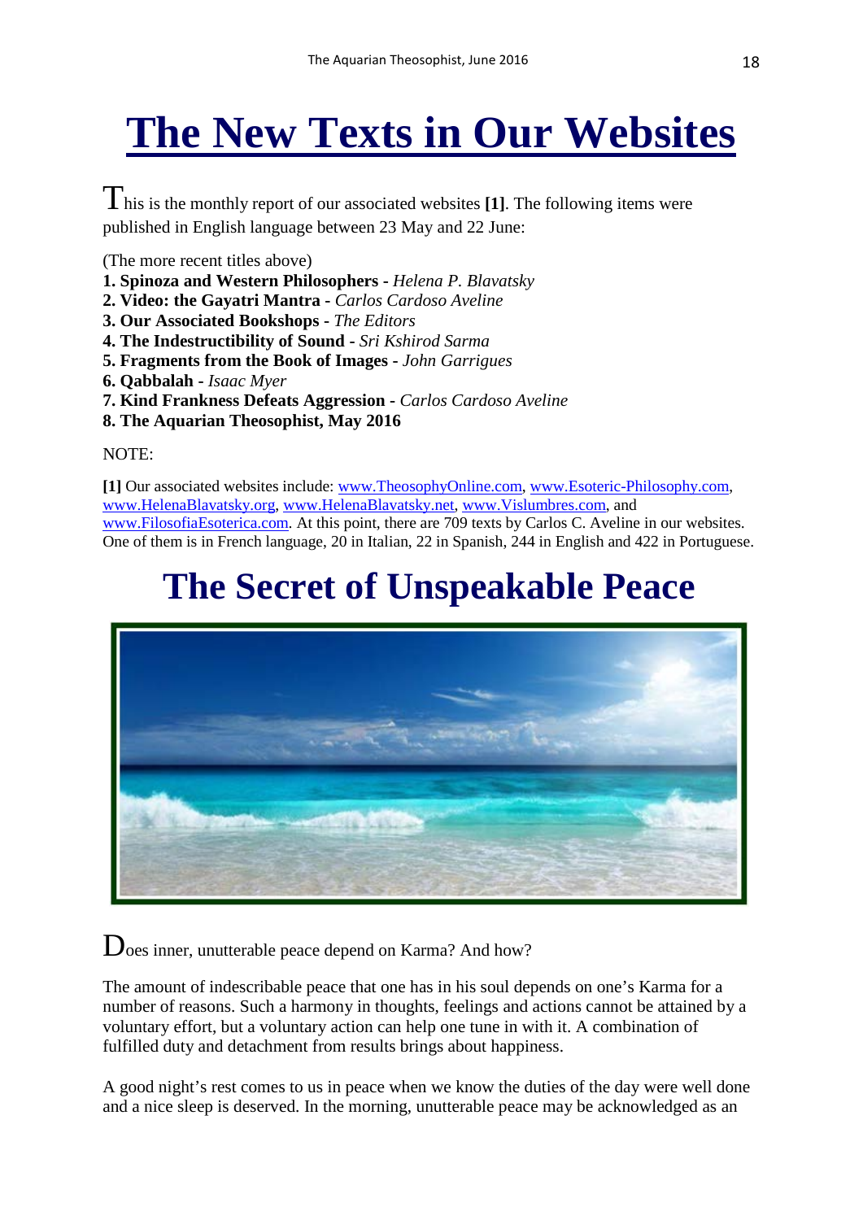# The New Texts in Our Websites

This is the monthly report of our associated websites **[1]**. The following items were published in English language between 23 May and 22 June:

(The more recent titles above)

**1. Spinoza and Western Philosophers** - *Helena P. Blavatsky*
**2. Video: the Gayatri Mantra** - *Carlos Cardoso Aveline*
**3. Our Associated Bookshops** - *The Editors*
**4. The Indestructibility of Sound** - *Sri Kshirod Sarma*
**5. Fragments from the Book of Images** - *John Garrigues*
**6. Qabbalah** - *Isaac Myer*
**7. Kind Frankness Defeats Aggression** - *Carlos Cardoso Aveline*
**8. The Aquarian Theosophist, May 2016**

NOTE:

**[1]** Our associated websites include: www.TheosophyOnline.com, www.Esoteric-Philosophy.com, www.HelenaBlavatsky.org, www.HelenaBlavatsky.net, www.Vislumbres.com, and www.FilosofiaEsoterica.com. At this point, there are 709 texts by Carlos C. Aveline in our websites. One of them is in French language, 20 in Italian, 22 in Spanish, 244 in English and 422 in Portuguese.

# The Secret of Unspeakable Peace

Does inner, unutterable peace depend on Karma? And how?

The amount of indescribable peace that one has in his soul depends on one's Karma for a number of reasons. Such a harmony in thoughts, feelings and actions cannot be attained by a voluntary effort, but a voluntary action can help one tune in with it. A combination of fulfilled duty and detachment from results brings about happiness.

A good night's rest comes to us in peace when we know the duties of the day were well done and a nice sleep is deserved. In the morning, unutterable peace may be acknowledged as an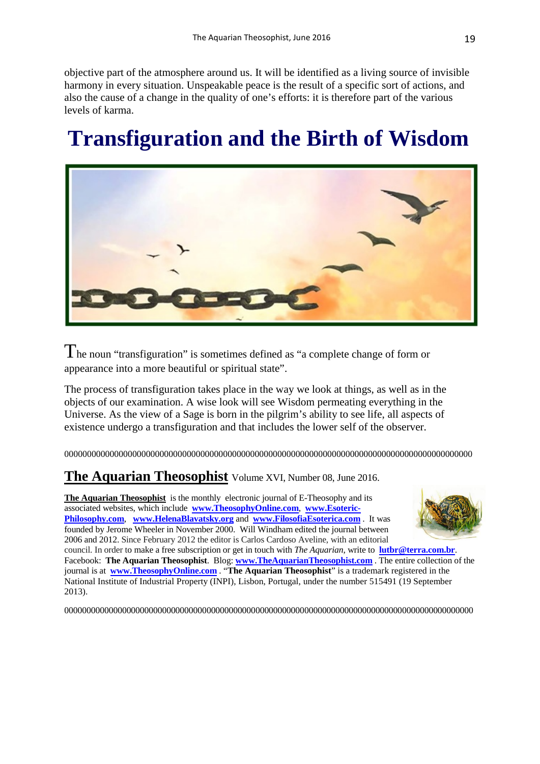objective part of the atmosphere around us. It will be identified as a living source of invisible harmony in every situation. Unspeakable peace is the result of a specific sort of actions, and also the cause of a change in the quality of one's efforts: it is therefore part of the various levels of karma.

# Transfiguration and the Birth of Wisdom

The noun "transfiguration" is sometimes defined as "a complete change of form or appearance into a more beautiful or spiritual state".

The process of transfiguration takes place in the way we look at things, as well as in the objects of our examination. A wise look will see Wisdom permeating everything in the Universe. As the view of a Sage is born in the pilgrim's ability to see life, all aspects of existence undergo a transfiguration and that includes the lower self of the observer.

000000000000000000000000000000000000000000000000000000000000000000000000000000000

## The Aquarian Theosophist Volume XVI, Number 08, June 2016.

**The Aquarian Theosophist** is the monthly electronic journal of E-Theosophy and its associated websites, which include **www.TheosophyOnline.com**, **www.Esoteric-Philosophy.com**, **www.HelenaBlavatsky.org** and **www.FilosofiaEsoterica.com** . It was founded by Jerome Wheeler in November 2000. Will Windham edited the journal between 2006 and 2012. Since February 2012 the editor is Carlos Cardoso Aveline, with an editorial council. In order to make a free subscription or get in touch with *The Aquarian*, write to **lutbr@terra.com.br**. Facebook: **The Aquarian Theosophist**. Blog: **www.TheAquarianTheosophist.com** . The entire collection of the journal is at **www.TheosophyOnline.com** . "**The Aquarian Theosophist**" is a trademark registered in the National Institute of Industrial Property (INPI), Lisbon, Portugal, under the number 515491 (19 September 2013).

000000000000000000000000000000000000000000000000000000000000000000000000000000000